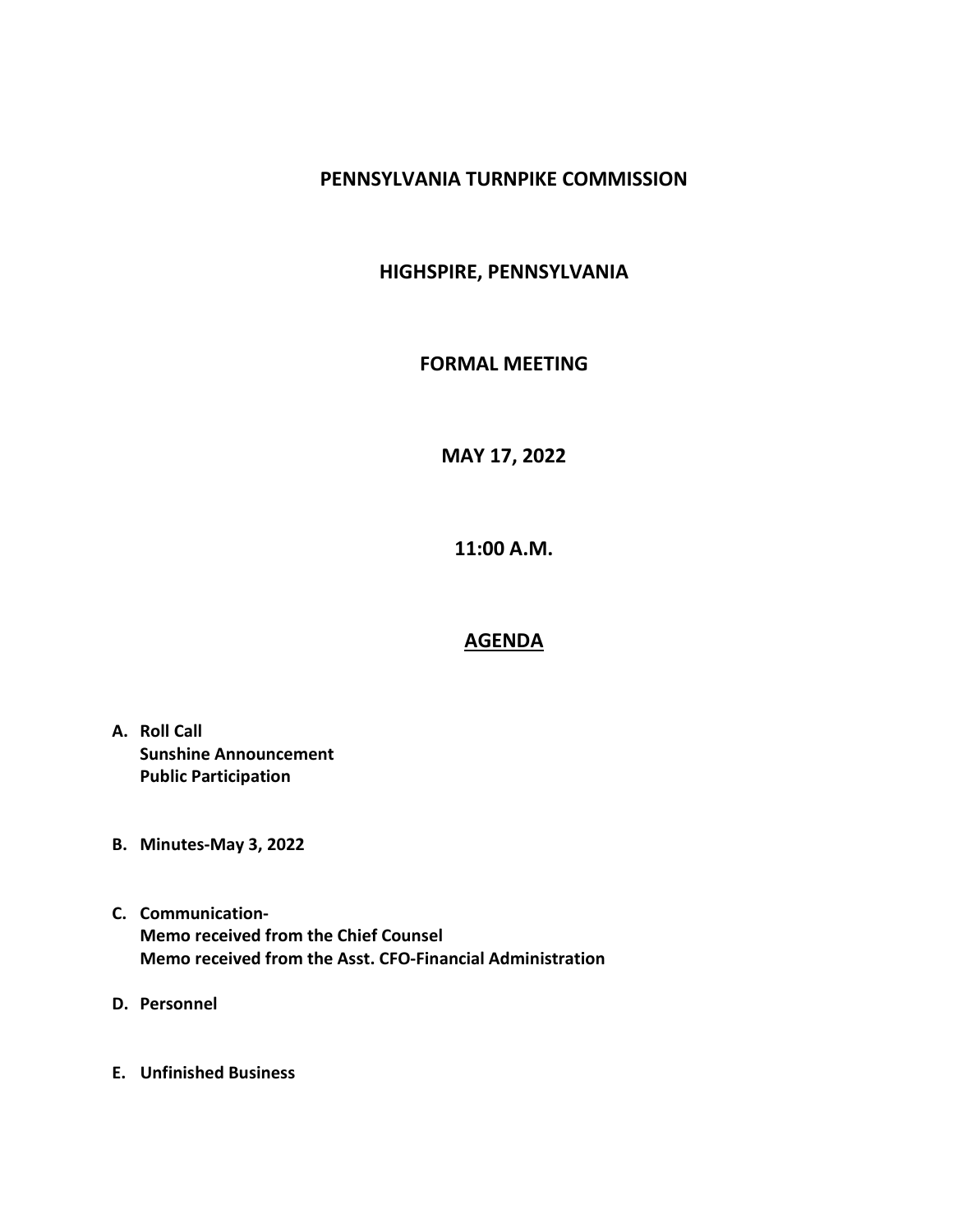# PENNSYLVANIA TURNPIKE COMMISSION

## HIGHSPIRE, PENNSYLVANIA

## FORMAL MEETING

## MAY 17, 2022

## 11:00 A.M.

## AGENDA

**A. Roll Call**
**Sunshine Announcement**
**Public Participation**

**B. Minutes-May 3, 2022**

**C. Communication-**
**Memo received from the Chief Counsel**
**Memo received from the Asst. CFO-Financial Administration**

**D. Personnel**

**E. Unfinished Business**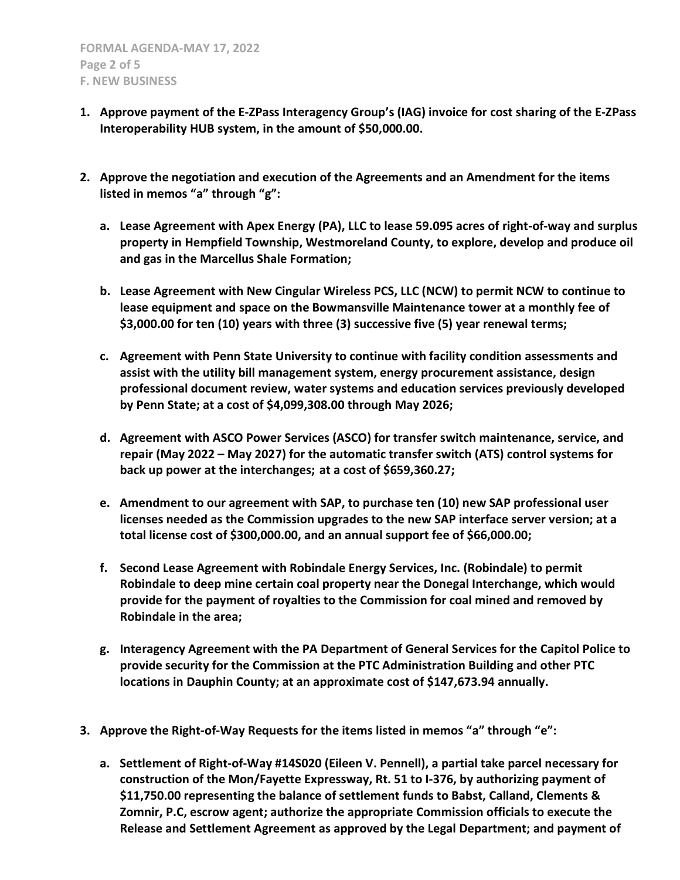## F. NEW BUSINESS

1. **Approve payment of the E-ZPass Interagency Group's (IAG) invoice for cost sharing of the E-ZPass Interoperability HUB system, in the amount of $50,000.00.**

2. **Approve the negotiation and execution of the Agreements and an Amendment for the items listed in memos "a" through "g":**

   a. **Lease Agreement with Apex Energy (PA), LLC to lease 59.095 acres of right-of-way and surplus property in Hempfield Township, Westmoreland County, to explore, develop and produce oil and gas in the Marcellus Shale Formation;**

   b. **Lease Agreement with New Cingular Wireless PCS, LLC (NCW) to permit NCW to continue to lease equipment and space on the Bowmansville Maintenance tower at a monthly fee of $3,000.00 for ten (10) years with three (3) successive five (5) year renewal terms;**

   c. **Agreement with Penn State University to continue with facility condition assessments and assist with the utility bill management system, energy procurement assistance, design professional document review, water systems and education services previously developed by Penn State; at a cost of $4,099,308.00 through May 2026;**

   d. **Agreement with ASCO Power Services (ASCO) for transfer switch maintenance, service, and repair (May 2022 – May 2027) for the automatic transfer switch (ATS) control systems for back up power at the interchanges; at a cost of $659,360.27;**

   e. **Amendment to our agreement with SAP, to purchase ten (10) new SAP professional user licenses needed as the Commission upgrades to the new SAP interface server version; at a total license cost of $300,000.00, and an annual support fee of $66,000.00;**

   f. **Second Lease Agreement with Robindale Energy Services, Inc. (Robindale) to permit Robindale to deep mine certain coal property near the Donegal Interchange, which would provide for the payment of royalties to the Commission for coal mined and removed by Robindale in the area;**

   g. **Interagency Agreement with the PA Department of General Services for the Capitol Police to provide security for the Commission at the PTC Administration Building and other PTC locations in Dauphin County; at an approximate cost of $147,673.94 annually.**

3. **Approve the Right-of-Way Requests for the items listed in memos "a" through "e":**

   a. **Settlement of Right-of-Way #14S020 (Eileen V. Pennell), a partial take parcel necessary for construction of the Mon/Fayette Expressway, Rt. 51 to I-376, by authorizing payment of $11,750.00 representing the balance of settlement funds to Babst, Calland, Clements & Zomnir, P.C, escrow agent; authorize the appropriate Commission officials to execute the Release and Settlement Agreement as approved by the Legal Department; and payment of**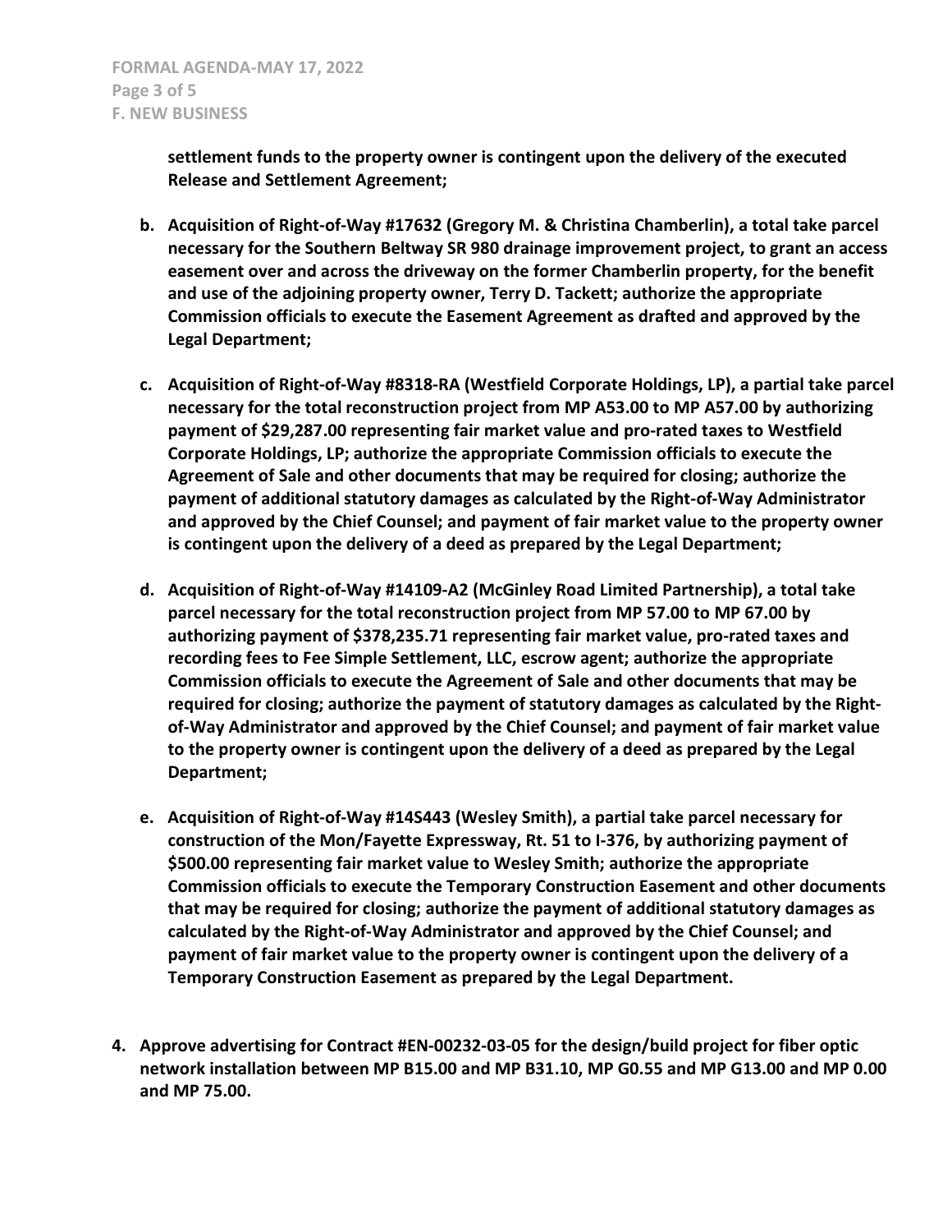**settlement funds to the property owner is contingent upon the delivery of the executed Release and Settlement Agreement;**

- **b. Acquisition of Right-of-Way #17632 (Gregory M. & Christina Chamberlin), a total take parcel necessary for the Southern Beltway SR 980 drainage improvement project, to grant an access easement over and across the driveway on the former Chamberlin property, for the benefit and use of the adjoining property owner, Terry D. Tackett; authorize the appropriate Commission officials to execute the Easement Agreement as drafted and approved by the Legal Department;**

- **c. Acquisition of Right-of-Way #8318-RA (Westfield Corporate Holdings, LP), a partial take parcel necessary for the total reconstruction project from MP A53.00 to MP A57.00 by authorizing payment of $29,287.00 representing fair market value and pro-rated taxes to Westfield Corporate Holdings, LP; authorize the appropriate Commission officials to execute the Agreement of Sale and other documents that may be required for closing; authorize the payment of additional statutory damages as calculated by the Right-of-Way Administrator and approved by the Chief Counsel; and payment of fair market value to the property owner is contingent upon the delivery of a deed as prepared by the Legal Department;**

- **d. Acquisition of Right-of-Way #14109-A2 (McGinley Road Limited Partnership), a total take parcel necessary for the total reconstruction project from MP 57.00 to MP 67.00 by authorizing payment of $378,235.71 representing fair market value, pro-rated taxes and recording fees to Fee Simple Settlement, LLC, escrow agent; authorize the appropriate Commission officials to execute the Agreement of Sale and other documents that may be required for closing; authorize the payment of statutory damages as calculated by the Right-of-Way Administrator and approved by the Chief Counsel; and payment of fair market value to the property owner is contingent upon the delivery of a deed as prepared by the Legal Department;**

- **e. Acquisition of Right-of-Way #14S443 (Wesley Smith), a partial take parcel necessary for construction of the Mon/Fayette Expressway, Rt. 51 to I-376, by authorizing payment of $500.00 representing fair market value to Wesley Smith; authorize the appropriate Commission officials to execute the Temporary Construction Easement and other documents that may be required for closing; authorize the payment of additional statutory damages as calculated by the Right-of-Way Administrator and approved by the Chief Counsel; and payment of fair market value to the property owner is contingent upon the delivery of a Temporary Construction Easement as prepared by the Legal Department.**

4. **Approve advertising for Contract #EN-00232-03-05 for the design/build project for fiber optic network installation between MP B15.00 and MP B31.10, MP G0.55 and MP G13.00 and MP 0.00 and MP 75.00.**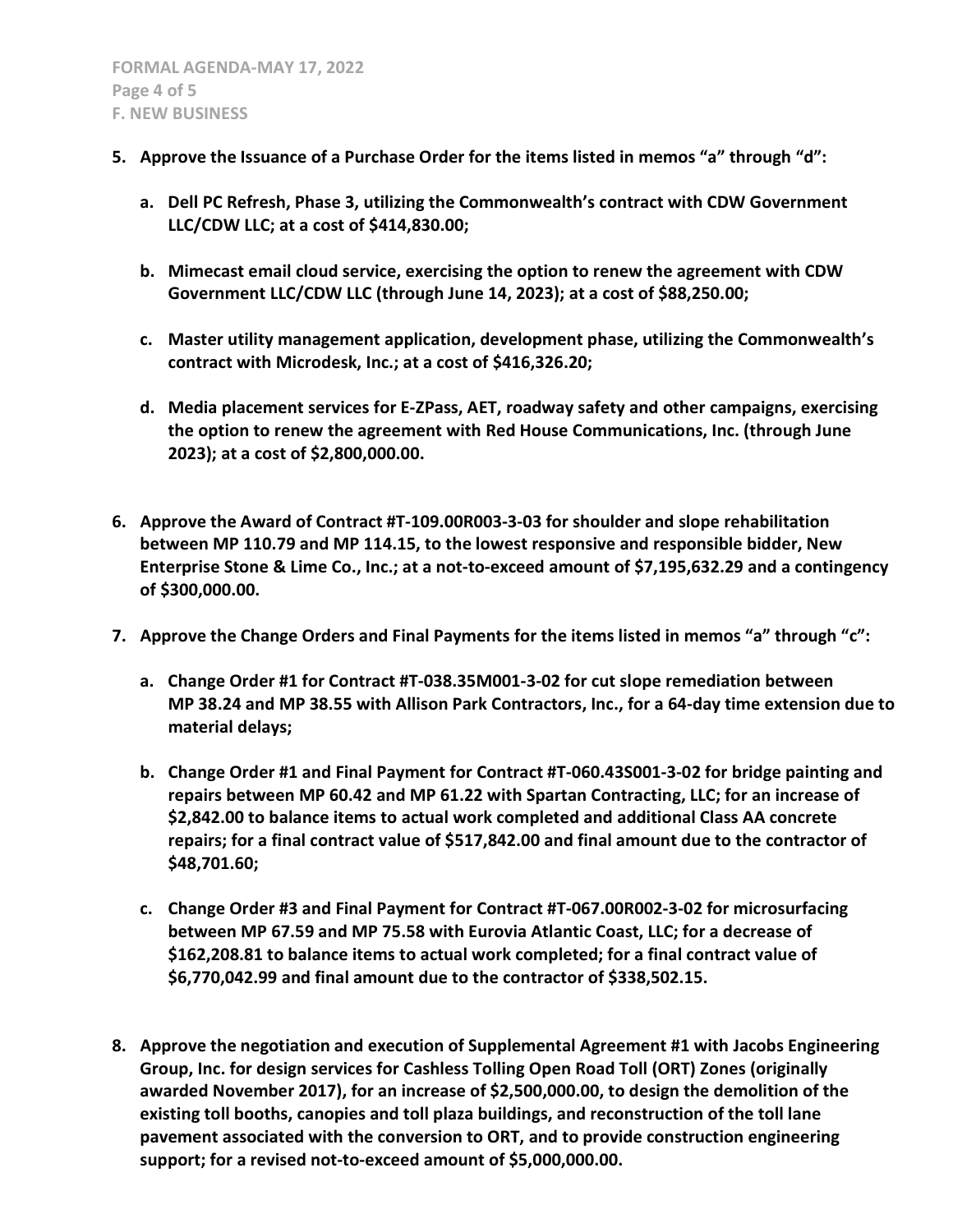5. **Approve the Issuance of a Purchase Order for the items listed in memos "a" through "d":**

   a. **Dell PC Refresh, Phase 3, utilizing the Commonwealth's contract with CDW Government LLC/CDW LLC; at a cost of $414,830.00;**

   b. **Mimecast email cloud service, exercising the option to renew the agreement with CDW Government LLC/CDW LLC (through June 14, 2023); at a cost of $88,250.00;**

   c. **Master utility management application, development phase, utilizing the Commonwealth's contract with Microdesk, Inc.; at a cost of $416,326.20;**

   d. **Media placement services for E-ZPass, AET, roadway safety and other campaigns, exercising the option to renew the agreement with Red House Communications, Inc. (through June 2023); at a cost of $2,800,000.00.**

6. **Approve the Award of Contract #T-109.00R003-3-03 for shoulder and slope rehabilitation between MP 110.79 and MP 114.15, to the lowest responsive and responsible bidder, New Enterprise Stone & Lime Co., Inc.; at a not-to-exceed amount of $7,195,632.29 and a contingency of $300,000.00.**

7. **Approve the Change Orders and Final Payments for the items listed in memos "a" through "c":**

   a. **Change Order #1 for Contract #T-038.35M001-3-02 for cut slope remediation between MP 38.24 and MP 38.55 with Allison Park Contractors, Inc., for a 64-day time extension due to material delays;**

   b. **Change Order #1 and Final Payment for Contract #T-060.43S001-3-02 for bridge painting and repairs between MP 60.42 and MP 61.22 with Spartan Contracting, LLC; for an increase of $2,842.00 to balance items to actual work completed and additional Class AA concrete repairs; for a final contract value of $517,842.00 and final amount due to the contractor of $48,701.60;**

   c. **Change Order #3 and Final Payment for Contract #T-067.00R002-3-02 for microsurfacing between MP 67.59 and MP 75.58 with Eurovia Atlantic Coast, LLC; for a decrease of $162,208.81 to balance items to actual work completed; for a final contract value of $6,770,042.99 and final amount due to the contractor of $338,502.15.**

8. **Approve the negotiation and execution of Supplemental Agreement #1 with Jacobs Engineering Group, Inc. for design services for Cashless Tolling Open Road Toll (ORT) Zones (originally awarded November 2017), for an increase of $2,500,000.00, to design the demolition of the existing toll booths, canopies and toll plaza buildings, and reconstruction of the toll lane pavement associated with the conversion to ORT, and to provide construction engineering support; for a revised not-to-exceed amount of $5,000,000.00.**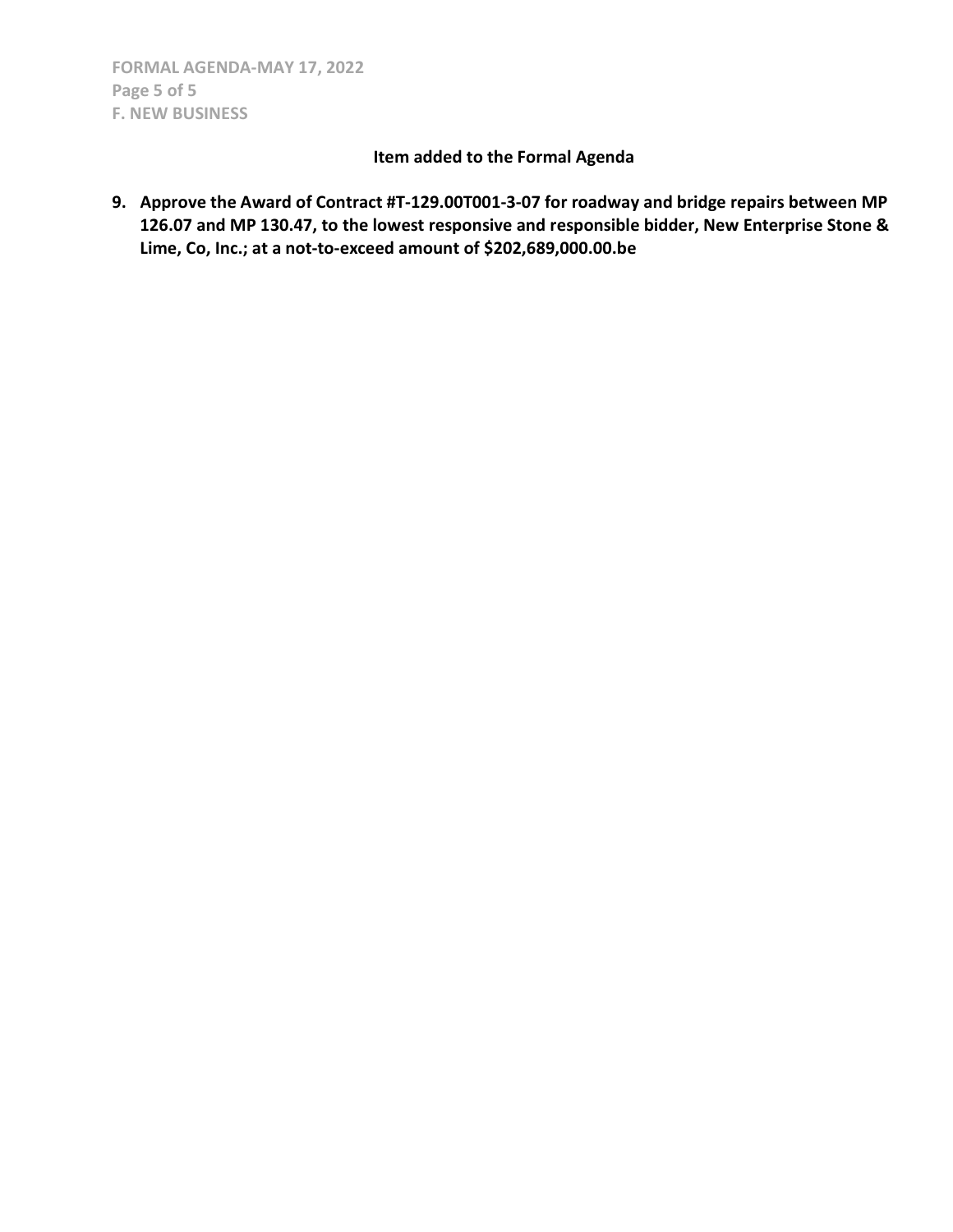FORMAL AGENDA-MAY 17, 2022

F. NEW BUSINESS

**Item added to the Formal Agenda**

9. **Approve the Award of Contract #T-129.00T001-3-07 for roadway and bridge repairs between MP 126.07 and MP 130.47, to the lowest responsive and responsible bidder, New Enterprise Stone & Lime, Co, Inc.; at a not-to-exceed amount of $202,689,000.00.be**